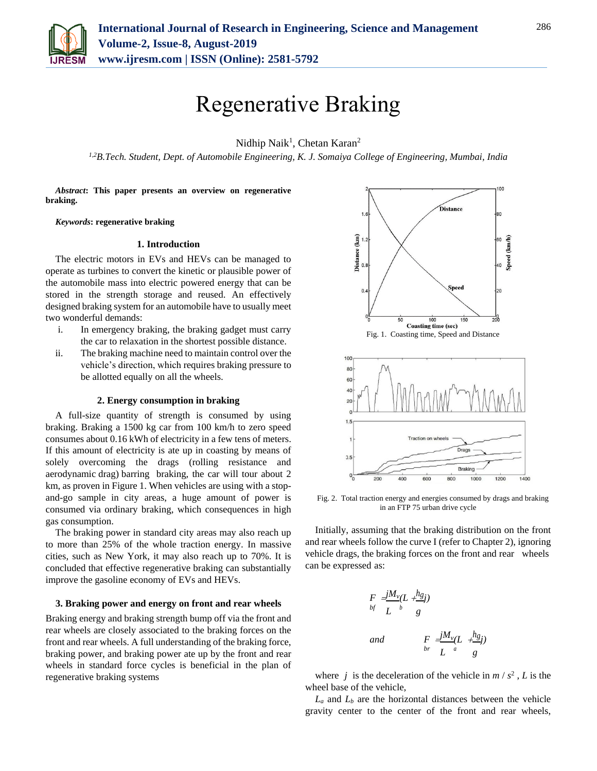# Regenerative Braking

Nidhip Naik[1], Chetan Karan[2]

*[1,2]B.Tech. Student, Dept. of Automobile Engineering, K. J. Somaiya College of Engineering, Mumbai, India*

***Abstract*: This paper presents an overview on regenerative braking.**

***Keywords*: regenerative braking**

## 1. Introduction

The electric motors in EVs and HEVs can be managed to operate as turbines to convert the kinetic or plausible power of the automobile mass into electric powered energy that can be stored in the strength storage and reused. An effectively designed braking system for an automobile have to usually meet two wonderful demands:

i. In emergency braking, the braking gadget must carry the car to relaxation in the shortest possible distance.
ii. The braking machine need to maintain control over the vehicle's direction, which requires braking pressure to be allotted equally on all the wheels.

## 2. Energy consumption in braking

A full-size quantity of strength is consumed by using braking. Braking a 1500 kg car from 100 km/h to zero speed consumes about 0.16 kWh of electricity in a few tens of meters. If this amount of electricity is ate up in coasting by means of solely overcoming the drags (rolling resistance and aerodynamic drag) barring braking, the car will tour about 2 km, as proven in Figure 1. When vehicles are using with a stop-and-go sample in city areas, a huge amount of power is consumed via ordinary braking, which consequences in high gas consumption.

The braking power in standard city areas may also reach up to more than 25% of the whole traction energy. In massive cities, such as New York, it may also reach up to 70%. It is concluded that effective regenerative braking can substantially improve the gasoline economy of EVs and HEVs.

## 3. Braking power and energy on front and rear wheels

Braking energy and braking strength bump off via the front and rear wheels are closely associated to the braking forces on the front and rear wheels. A full understanding of the braking force, braking power, and braking power ate up by the front and rear wheels in standard force cycles is beneficial in the plan of regenerative braking systems

Fig. 1. Coasting time, Speed and Distance

Fig. 2. Total traction energy and energies consumed by drags and braking in an FTP 75 urban drive cycle

Initially, assuming that the braking distribution on the front and rear wheels follow the curve I (refer to Chapter 2), ignoring vehicle drags, the braking forces on the front and rear wheels can be expressed as:

$$F_{bf} = \frac{jM_v}{L}\left(L_b + \frac{h_g}{g}j\right)$$

and

$$F_{br} = \frac{jM_v}{L}\left(L_a + \frac{h_g}{g}j\right)$$

where $j$ is the deceleration of the vehicle in $m/s^2$, $L$ is the wheel base of the vehicle,

$L_a$ and $L_b$ are the horizontal distances between the vehicle gravity center to the center of the front and rear wheels,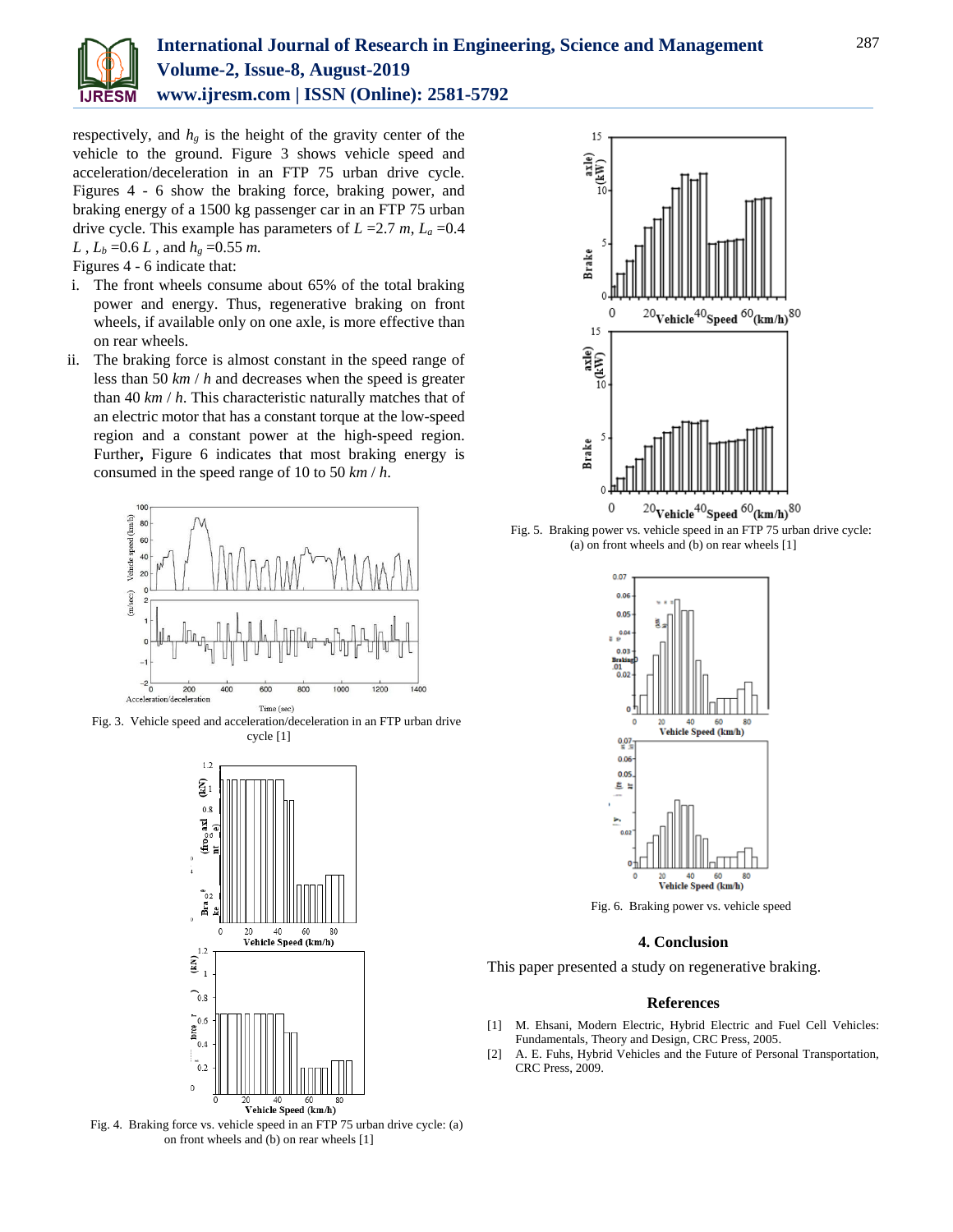respectively, and $h_g$ is the height of the gravity center of the vehicle to the ground. Figure 3 shows vehicle speed and acceleration/deceleration in an FTP 75 urban drive cycle. Figures 4 - 6 show the braking force, braking power, and braking energy of a 1500 kg passenger car in an FTP 75 urban drive cycle. This example has parameters of $L$ =2.7 *m*, $L_a$ =0.4 $L$ , $L_b$ =0.6 $L$ , and $h_g$ =0.55 *m.*

Figures 4 - 6 indicate that:

1. The front wheels consume about 65% of the total braking power and energy. Thus, regenerative braking on front wheels, if available only on one axle, is more effective than on rear wheels.
2. The braking force is almost constant in the speed range of less than 50 *km* / *h* and decreases when the speed is greater than 40 *km* / *h*. This characteristic naturally matches that of an electric motor that has a constant torque at the low-speed region and a constant power at the high-speed region. Further**,** Figure 6 indicates that most braking energy is consumed in the speed range of 10 to 50 *km* / *h*.

Vehicle speed (km/h)
100
80
60
40
20
0
(m/sec)
2
1
0
−1
−2
0 200 400 600 800 1000 1200 1400
Acceleration/deceleration
Time (sec)

Fig. 3. Vehicle speed and acceleration/deceleration in an FTP urban drive cycle [1]

1.2
1
0.8
0.2
0 20 40 60 80
Vehicle Speed (km/h)
1.2
1
0.8
0.6
0.4
0.2
0
0 20 40 60 80
Vehicle Speed (km/h)

Fig. 4. Braking force vs. vehicle speed in an FTP 75 urban drive cycle: (a) on front wheels and (b) on rear wheels [1]

15
axle) (kW)
10
5
Brake
0
0 20 Vehicle 40 Speed 60 (km/h) 80
15
axle) (kW)
10
5
Brake
0
0 20 Vehicle 40 Speed 60 (km/h) 80

Fig. 5. Braking power vs. vehicle speed in an FTP 75 urban drive cycle: (a) on front wheels and (b) on rear wheels [1]

0.07
0.06
0.05
0.04
0.03
Braking
.01
0.02
0
0 20 40 60 80
Vehicle Speed (km/h)
0.07
0.06
0.05
0.02
0
0 20 40 60 80
Vehicle Speed (km/h)

Fig. 6. Braking power vs. vehicle speed

## 4. Conclusion

This paper presented a study on regenerative braking.

## References

[1] M. Ehsani, Modern Electric, Hybrid Electric and Fuel Cell Vehicles: Fundamentals, Theory and Design, CRC Press, 2005.

[2] A. E. Fuhs, Hybrid Vehicles and the Future of Personal Transportation, CRC Press, 2009.